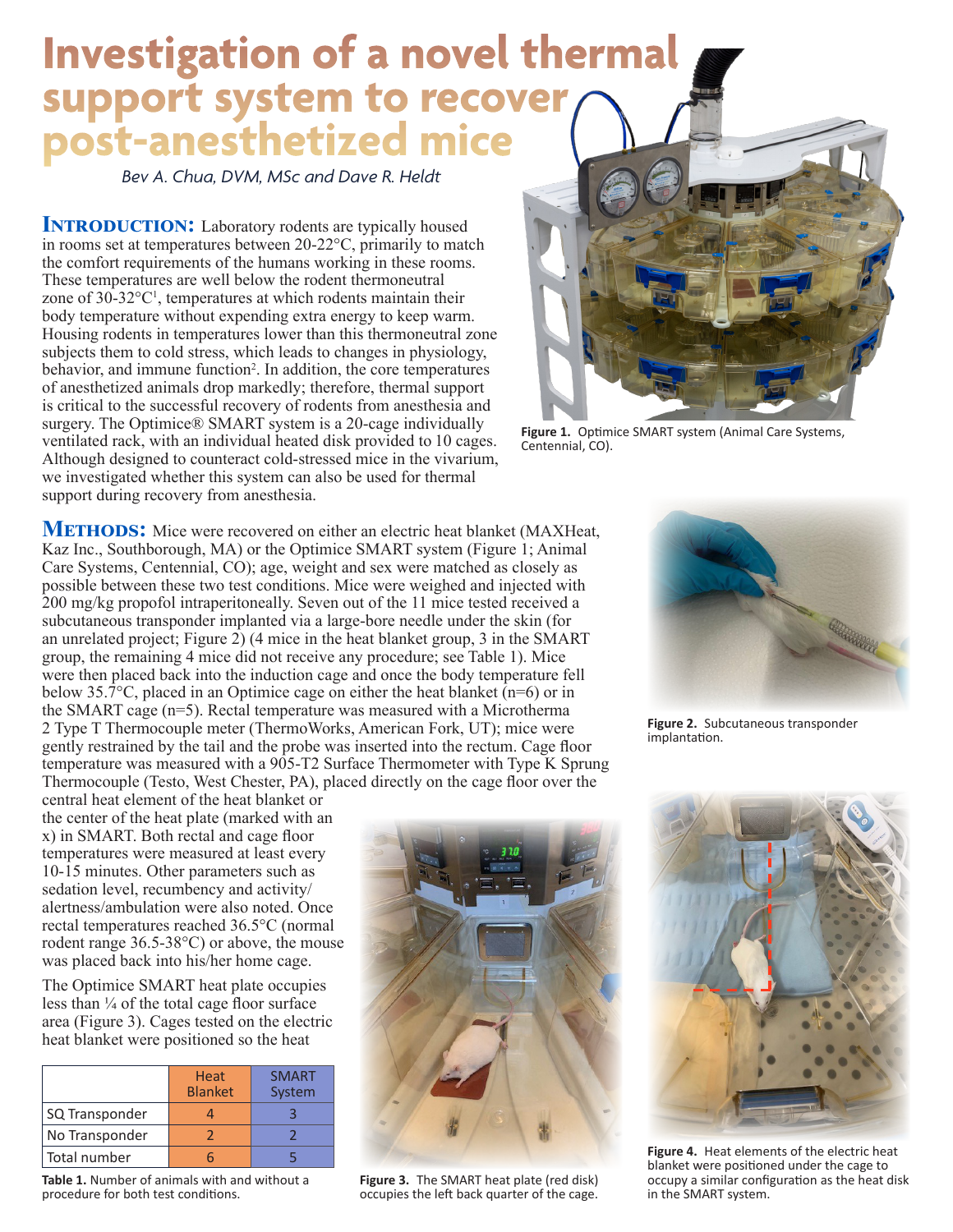# Investigation of a novel thermal support system to recover post-anesthetized mice

*Bev A. Chua, DVM, MSc and Dave R. Heldt*

**INTRODUCTION:** Laboratory rodents are typically housed in rooms set at temperatures between 20-22°C, primarily to match the comfort requirements of the humans working in these rooms. These temperatures are well below the rodent thermoneutral zone of 30-32°C[1], temperatures at which rodents maintain their body temperature without expending extra energy to keep warm. Housing rodents in temperatures lower than this thermoneutral zone subjects them to cold stress, which leads to changes in physiology, behavior, and immune function[2]. In addition, the core temperatures of anesthetized animals drop markedly; therefore, thermal support is critical to the successful recovery of rodents from anesthesia and surgery. The Optimice® SMART system is a 20-cage individually ventilated rack, with an individual heated disk provided to 10 cages. Although designed to counteract cold-stressed mice in the vivarium, we investigated whether this system can also be used for thermal support during recovery from anesthesia.

**Figure 1.** Optimice SMART system (Animal Care Systems, Centennial, CO).

**METHODS:** Mice were recovered on either an electric heat blanket (MAXHeat, Kaz Inc., Southborough, MA) or the Optimice SMART system (Figure 1; Animal Care Systems, Centennial, CO); age, weight and sex were matched as closely as possible between these two test conditions. Mice were weighed and injected with 200 mg/kg propofol intraperitoneally. Seven out of the 11 mice tested received a subcutaneous transponder implanted via a large-bore needle under the skin (for an unrelated project; Figure 2) (4 mice in the heat blanket group, 3 in the SMART group, the remaining 4 mice did not receive any procedure; see Table 1). Mice were then placed back into the induction cage and once the body temperature fell below 35.7°C, placed in an Optimice cage on either the heat blanket (n=6) or in the SMART cage (n=5). Rectal temperature was measured with a Microtherma 2 Type T Thermocouple meter (ThermoWorks, American Fork, UT); mice were gently restrained by the tail and the probe was inserted into the rectum. Cage floor temperature was measured with a 905-T2 Surface Thermometer with Type K Sprung Thermocouple (Testo, West Chester, PA), placed directly on the cage floor over the central heat element of the heat blanket or the center of the heat plate (marked with an x) in SMART. Both rectal and cage floor temperatures were measured at least every 10-15 minutes. Other parameters such as sedation level, recumbency and activity/alertness/ambulation were also noted. Once rectal temperatures reached 36.5°C (normal rodent range 36.5-38°C) or above, the mouse was placed back into his/her home cage.

The Optimice SMART heat plate occupies less than ¼ of the total cage floor surface area (Figure 3). Cages tested on the electric heat blanket were positioned so the heat

**Figure 2.** Subcutaneous transponder implantation.

| | Heat Blanket | SMART System |
|---|---|---|
| SQ Transponder | 4 | 3 |
| No Transponder | 2 | 2 |
| Total number | 6 | 5 |

**Table 1.** Number of animals with and without a procedure for both test conditions.

**Figure 3.** The SMART heat plate (red disk) occupies the left back quarter of the cage.

**Figure 4.** Heat elements of the electric heat blanket were positioned under the cage to occupy a similar configuration as the heat disk in the SMART system.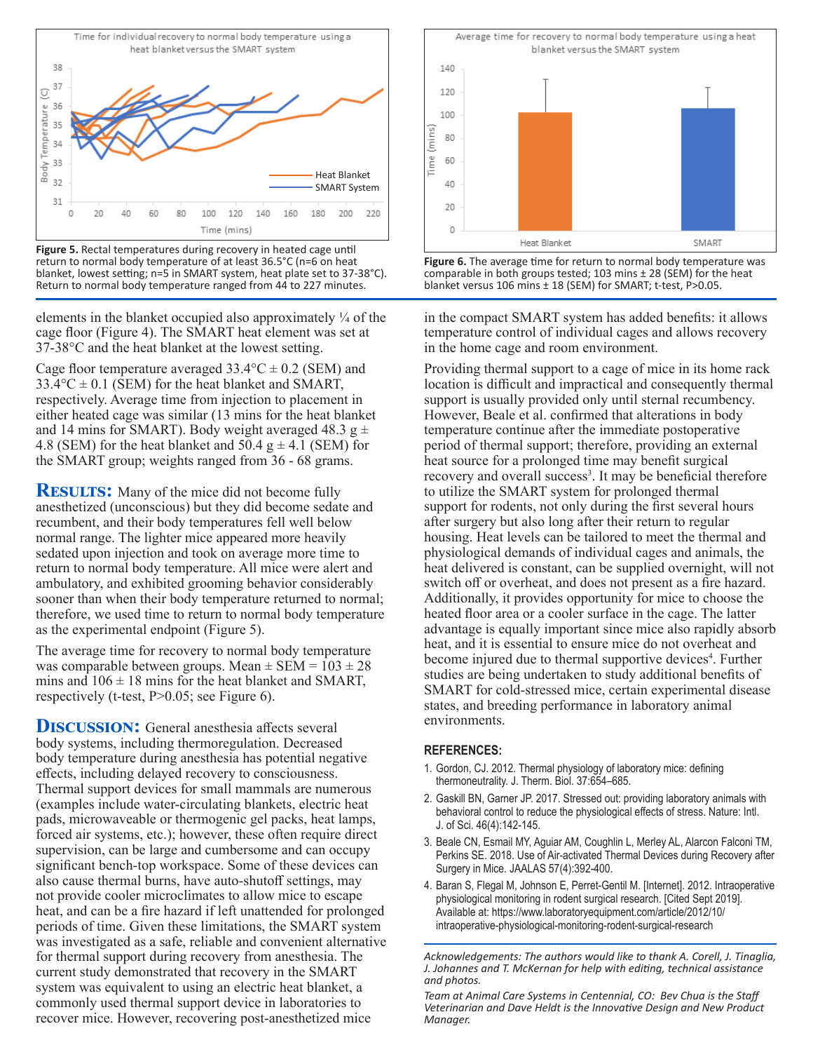Time for individual recovery to normal body temperature using a heat blanket versus the SMART system

Body Temperature (C)

38
37
36
35
34
33
32
31

0 20 40 60 80 100 120 140 160 180 200 220

Time (mins)

Heat Blanket
SMART System

**Figure 5.** Rectal temperatures during recovery in heated cage until return to normal body temperature of at least 36.5°C (n=6 on heat blanket, lowest setting; n=5 in SMART system, heat plate set to 37-38°C). Return to normal body temperature ranged from 44 to 227 minutes.

Average time for recovery to normal body temperature using a heat blanket versus the SMART system

Time (mins)

140
120
100
80
60
40
20
0

Heat Blanket
SMART

**Figure 6.** The average time for return to normal body temperature was comparable in both groups tested; 103 mins ± 28 (SEM) for the heat blanket versus 106 mins ± 18 (SEM) for SMART; t-test, P>0.05.

elements in the blanket occupied also approximately ¼ of the cage floor (Figure 4). The SMART heat element was set at 37-38°C and the heat blanket at the lowest setting.

Cage floor temperature averaged 33.4°C ± 0.2 (SEM) and 33.4°C ± 0.1 (SEM) for the heat blanket and SMART, respectively. Average time from injection to placement in either heated cage was similar (13 mins for the heat blanket and 14 mins for SMART). Body weight averaged 48.3 g ± 4.8 (SEM) for the heat blanket and 50.4 g ± 4.1 (SEM) for the SMART group; weights ranged from 36 - 68 grams.

## Results:

Many of the mice did not become fully anesthetized (unconscious) but they did become sedate and recumbent, and their body temperatures fell well below normal range. The lighter mice appeared more heavily sedated upon injection and took on average more time to return to normal body temperature. All mice were alert and ambulatory, and exhibited grooming behavior considerably sooner than when their body temperature returned to normal; therefore, we used time to return to normal body temperature as the experimental endpoint (Figure 5).

The average time for recovery to normal body temperature was comparable between groups. Mean ± SEM = 103 ± 28 mins and 106 ± 18 mins for the heat blanket and SMART, respectively (t-test, P>0.05; see Figure 6).

## Discussion:

General anesthesia affects several body systems, including thermoregulation. Decreased body temperature during anesthesia has potential negative effects, including delayed recovery to consciousness. Thermal support devices for small mammals are numerous (examples include water-circulating blankets, electric heat pads, microwaveable or thermogenic gel packs, heat lamps, forced air systems, etc.); however, these often require direct supervision, can be large and cumbersome and can occupy significant bench-top workspace. Some of these devices can also cause thermal burns, have auto-shutoff settings, may not provide cooler microclimates to allow mice to escape heat, and can be a fire hazard if left unattended for prolonged periods of time. Given these limitations, the SMART system was investigated as a safe, reliable and convenient alternative for thermal support during recovery from anesthesia. The current study demonstrated that recovery in the SMART system was equivalent to using an electric heat blanket, a commonly used thermal support device in laboratories to recover mice. However, recovering post-anesthetized mice in the compact SMART system has added benefits: it allows temperature control of individual cages and allows recovery in the home cage and room environment.

Providing thermal support to a cage of mice in its home rack location is difficult and impractical and consequently thermal support is usually provided only until sternal recumbency. However, Beale et al. confirmed that alterations in body temperature continue after the immediate postoperative period of thermal support; therefore, providing an external heat source for a prolonged time may benefit surgical recovery and overall success[3]. It may be beneficial therefore to utilize the SMART system for prolonged thermal support for rodents, not only during the first several hours after surgery but also long after their return to regular housing. Heat levels can be tailored to meet the thermal and physiological demands of individual cages and animals, the heat delivered is constant, can be supplied overnight, will not switch off or overheat, and does not present as a fire hazard. Additionally, it provides opportunity for mice to choose the heated floor area or a cooler surface in the cage. The latter advantage is equally important since mice also rapidly absorb heat, and it is essential to ensure mice do not overheat and become injured due to thermal supportive devices[4]. Further studies are being undertaken to study additional benefits of SMART for cold-stressed mice, certain experimental disease states, and breeding performance in laboratory animal environments.

## References:

1. Gordon, CJ. 2012. Thermal physiology of laboratory mice: defining thermoneutrality. J. Therm. Biol. 37:654–685.
2. Gaskill BN, Garner JP. 2017. Stressed out: providing laboratory animals with behavioral control to reduce the physiological effects of stress. Nature: Intl. J. of Sci. 46(4):142-145.
3. Beale CN, Esmail MY, Aguiar AM, Coughlin L, Merley AL, Alarcon Falconi TM, Perkins SE. 2018. Use of Air-activated Thermal Devices during Recovery after Surgery in Mice. JAALAS 57(4):392-400.
4. Baran S, Flegal M, Johnson E, Perret-Gentil M. [Internet]. 2012. Intraoperative physiological monitoring in rodent surgical research. [Cited Sept 2019]. Available at: https://www.laboratoryequipment.com/article/2012/10/intraoperative-physiological-monitoring-rodent-surgical-research

*Acknowledgements: The authors would like to thank A. Corell, J. Tinaglia, J. Johannes and T. McKernan for help with editing, technical assistance and photos.*

*Team at Animal Care Systems in Centennial, CO: Bev Chua is the Staff Veterinarian and Dave Heldt is the Innovative Design and New Product Manager.*